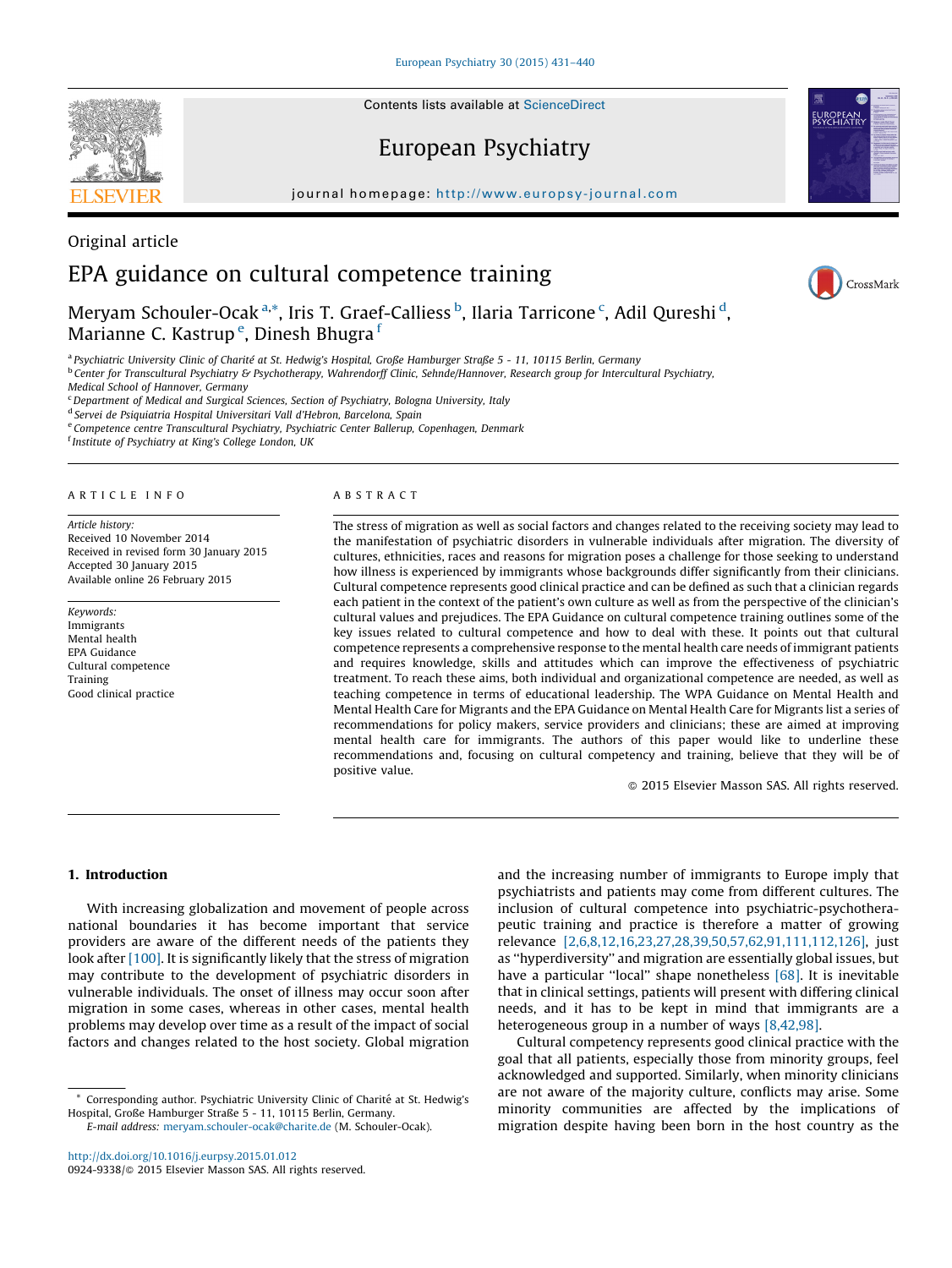Contents lists available at ScienceDirect

# European Psychiatry

journal homepage: http://www.europsy-journal.com

Original article

# EPA guidance on cultural competence training

Meryam Schouler-Ocak [a,*], Iris T. Graef-Calliess [b], Ilaria Tarricone [c], Adil Qureshi [d], Marianne C. Kastrup [e], Dinesh Bhugra [f]

[a] Psychiatric University Clinic of Charité at St. Hedwig's Hospital, Große Hamburger Straße 5 - 11, 10115 Berlin, Germany
[b] Center for Transcultural Psychiatry & Psychotherapy, Wahrendorff Clinic, Sehnde/Hannover, Research group for Intercultural Psychiatry, Medical School of Hannover, Germany
[c] Department of Medical and Surgical Sciences, Section of Psychiatry, Bologna University, Italy
[d] Servei de Psiquiatria Hospital Universitari Vall d'Hebron, Barcelona, Spain
[e] Competence centre Transcultural Psychiatry, Psychiatric Center Ballerup, Copenhagen, Denmark
[f] Institute of Psychiatry at King's College London, UK

## ARTICLE INFO

*Article history:*
Received 10 November 2014
Received in revised form 30 January 2015
Accepted 30 January 2015
Available online 26 February 2015

*Keywords:*
Immigrants
Mental health
EPA Guidance
Cultural competence
Training
Good clinical practice

## ABSTRACT

The stress of migration as well as social factors and changes related to the receiving society may lead to the manifestation of psychiatric disorders in vulnerable individuals after migration. The diversity of cultures, ethnicities, races and reasons for migration poses a challenge for those seeking to understand how illness is experienced by immigrants whose backgrounds differ significantly from their clinicians. Cultural competence represents good clinical practice and can be defined as such that a clinician regards each patient in the context of the patient's own culture as well as from the perspective of the clinician's cultural values and prejudices. The EPA Guidance on cultural competence training outlines some of the key issues related to cultural competence and how to deal with these. It points out that cultural competence represents a comprehensive response to the mental health care needs of immigrant patients and requires knowledge, skills and attitudes which can improve the effectiveness of psychiatric treatment. To reach these aims, both individual and organizational competence are needed, as well as teaching competence in terms of educational leadership. The WPA Guidance on Mental Health and Mental Health Care for Migrants and the EPA Guidance on Mental Health Care for Migrants list a series of recommendations for policy makers, service providers and clinicians; these are aimed at improving mental health care for immigrants. The authors of this paper would like to underline these recommendations and, focusing on cultural competency and training, believe that they will be of positive value.

© 2015 Elsevier Masson SAS. All rights reserved.

## 1. Introduction

With increasing globalization and movement of people across national boundaries it has become important that service providers are aware of the different needs of the patients they look after [100]. It is significantly likely that the stress of migration may contribute to the development of psychiatric disorders in vulnerable individuals. The onset of illness may occur soon after migration in some cases, whereas in other cases, mental health problems may develop over time as a result of the impact of social factors and changes related to the host society. Global migration and the increasing number of immigrants to Europe imply that psychiatrists and patients may come from different cultures. The inclusion of cultural competence into psychiatric-psychotherapeutic training and practice is therefore a matter of growing relevance [2,6,8,12,16,23,27,28,39,50,57,62,91,111,112,126], just as "hyperdiversity" and migration are essentially global issues, but have a particular "local" shape nonetheless [68]. It is inevitable that in clinical settings, patients will present with differing clinical needs, and it has to be kept in mind that immigrants are a heterogeneous group in a number of ways [8,42,98].

Cultural competency represents good clinical practice with the goal that all patients, especially those from minority groups, feel acknowledged and supported. Similarly, when minority clinicians are not aware of the majority culture, conflicts may arise. Some minority communities are affected by the implications of migration despite having been born in the host country as the

* Corresponding author. Psychiatric University Clinic of Charité at St. Hedwig's Hospital, Große Hamburger Straße 5 - 11, 10115 Berlin, Germany.
*E-mail address:* meryam.schouler-ocak@charite.de (M. Schouler-Ocak).

http://dx.doi.org/10.1016/j.eurpsy.2015.01.012
0924-9338/© 2015 Elsevier Masson SAS. All rights reserved.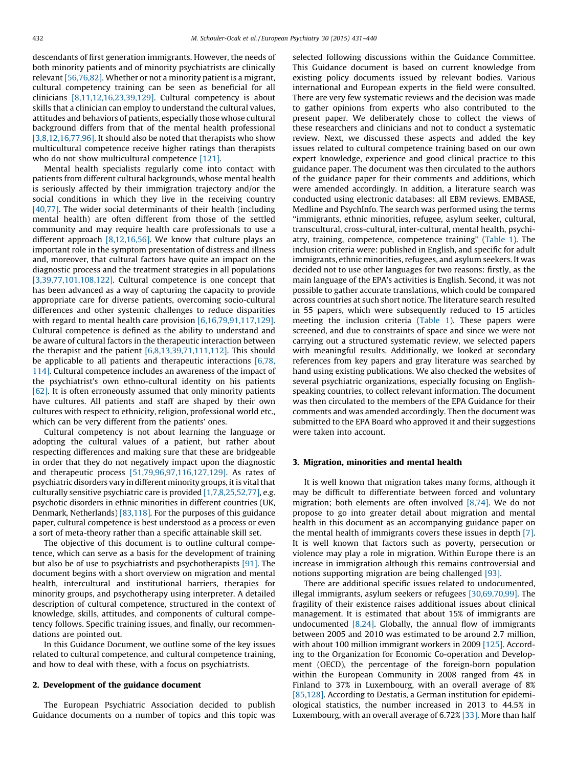descendants of first generation immigrants. However, the needs of both minority patients and of minority psychiatrists are clinically relevant [56,76,82]. Whether or not a minority patient is a migrant, cultural competency training can be seen as beneficial for all clinicians [8,11,12,16,23,39,129]. Cultural competency is about skills that a clinician can employ to understand the cultural values, attitudes and behaviors of patients, especially those whose cultural background differs from that of the mental health professional [3,8,12,16,77,96]. It should also be noted that therapists who show multicultural competence receive higher ratings than therapists who do not show multicultural competence [121].

Mental health specialists regularly come into contact with patients from different cultural backgrounds, whose mental health is seriously affected by their immigration trajectory and/or the social conditions in which they live in the receiving country [40,77]. The wider social determinants of their health (including mental health) are often different from those of the settled community and may require health care professionals to use a different approach [8,12,16,56]. We know that culture plays an important role in the symptom presentation of distress and illness and, moreover, that cultural factors have quite an impact on the diagnostic process and the treatment strategies in all populations [3,39,77,101,108,122]. Cultural competence is one concept that has been advanced as a way of capturing the capacity to provide appropriate care for diverse patients, overcoming socio-cultural differences and other systemic challenges to reduce disparities with regard to mental health care provision [6,16,79,91,117,129]. Cultural competence is defined as the ability to understand and be aware of cultural factors in the therapeutic interaction between the therapist and the patient [6,8,13,39,71,111,112]. This should be applicable to all patients and therapeutic interactions [6,78,114]. Cultural competence includes an awareness of the impact of the psychiatrist's own ethno-cultural identity on his patients [62]. It is often erroneously assumed that only minority patients have cultures. All patients and staff are shaped by their own cultures with respect to ethnicity, religion, professional world etc., which can be very different from the patients' ones.

Cultural competency is not about learning the language or adopting the cultural values of a patient, but rather about respecting differences and making sure that these are bridgeable in order that they do not negatively impact upon the diagnostic and therapeutic process [51,79,96,97,116,127,129]. As rates of psychiatric disorders vary in different minority groups, it is vital that culturally sensitive psychiatric care is provided [1,7,8,25,52,77], e.g. psychotic disorders in ethnic minorities in different countries (UK, Denmark, Netherlands) [83,118]. For the purposes of this guidance paper, cultural competence is best understood as a process or even a sort of meta-theory rather than a specific attainable skill set.

The objective of this document is to outline cultural competence, which can serve as a basis for the development of training but also be of use to psychiatrists and psychotherapists [91]. The document begins with a short overview on migration and mental health, intercultural and institutional barriers, therapies for minority groups, and psychotherapy using interpreter. A detailed description of cultural competence, structured in the context of knowledge, skills, attitudes, and components of cultural competency follows. Specific training issues, and finally, our recommendations are pointed out.

In this Guidance Document, we outline some of the key issues related to cultural competence, and cultural competence training, and how to deal with these, with a focus on psychiatrists.

## 2. Development of the guidance document

The European Psychiatric Association decided to publish Guidance documents on a number of topics and this topic was selected following discussions within the Guidance Committee. This Guidance document is based on current knowledge from existing policy documents issued by relevant bodies. Various international and European experts in the field were consulted. There are very few systematic reviews and the decision was made to gather opinions from experts who also contributed to the present paper. We deliberately chose to collect the views of these researchers and clinicians and not to conduct a systematic review. Next, we discussed these aspects and added the key issues related to cultural competence training based on our own expert knowledge, experience and good clinical practice to this guidance paper. The document was then circulated to the authors of the guidance paper for their comments and additions, which were amended accordingly. In addition, a literature search was conducted using electronic databases: all EBM reviews, EMBASE, Medline and PsychInfo. The search was performed using the terms "immigrants, ethnic minorities, refugee, asylum seeker, cultural, transcultural, cross-cultural, inter-cultural, mental health, psychiatry, training, competence, competence training" (Table 1). The inclusion criteria were: published in English, and specific for adult immigrants, ethnic minorities, refugees, and asylum seekers. It was decided not to use other languages for two reasons: firstly, as the main language of the EPA's activities is English. Second, it was not possible to gather accurate translations, which could be compared across countries at such short notice. The literature search resulted in 55 papers, which were subsequently reduced to 15 articles meeting the inclusion criteria (Table 1). These papers were screened, and due to constraints of space and since we were not carrying out a structured systematic review, we selected papers with meaningful results. Additionally, we looked at secondary references from key papers and gray literature was searched by hand using existing publications. We also checked the websites of several psychiatric organizations, especially focusing on English-speaking countries, to collect relevant information. The document was then circulated to the members of the EPA Guidance for their comments and was amended accordingly. Then the document was submitted to the EPA Board who approved it and their suggestions were taken into account.

## 3. Migration, minorities and mental health

It is well known that migration takes many forms, although it may be difficult to differentiate between forced and voluntary migration; both elements are often involved [8,74]. We do not propose to go into greater detail about migration and mental health in this document as an accompanying guidance paper on the mental health of immigrants covers these issues in depth [7]. It is well known that factors such as poverty, persecution or violence may play a role in migration. Within Europe there is an increase in immigration although this remains controversial and notions supporting migration are being challenged [93].

There are additional specific issues related to undocumented, illegal immigrants, asylum seekers or refugees [30,69,70,99]. The fragility of their existence raises additional issues about clinical management. It is estimated that about 15% of immigrants are undocumented [8,24]. Globally, the annual flow of immigrants between 2005 and 2010 was estimated to be around 2.7 million, with about 100 million immigrant workers in 2009 [125]. According to the Organization for Economic Co-operation and Development (OECD), the percentage of the foreign-born population within the European Community in 2008 ranged from 4% in Finland to 37% in Luxembourg, with an overall average of 8% [85,128]. According to Destatis, a German institution for epidemiological statistics, the number increased in 2013 to 44.5% in Luxembourg, with an overall average of 6.72% [33]. More than half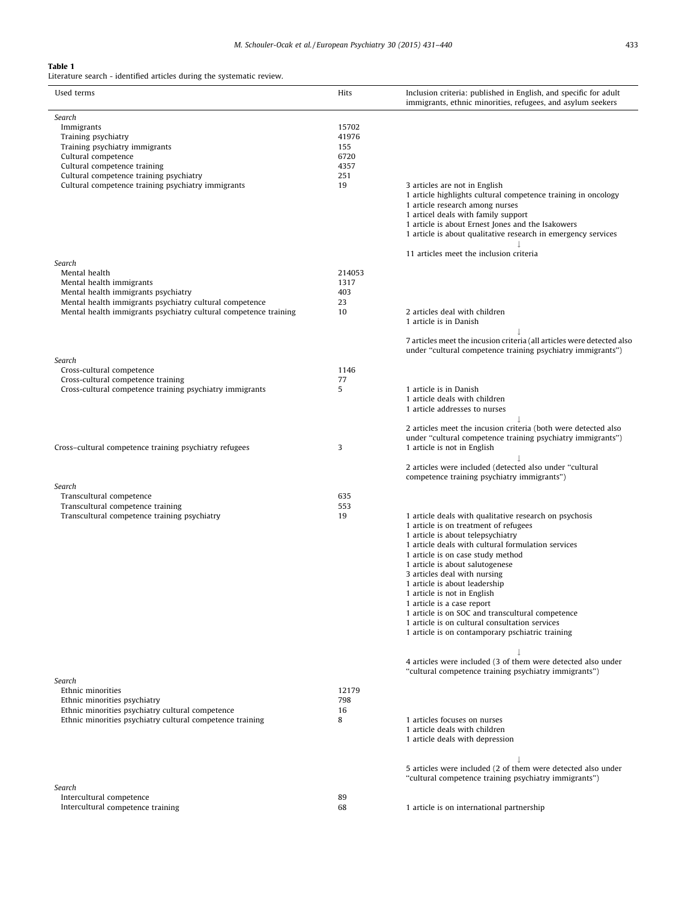**Table 1**
Literature search - identified articles during the systematic review.

| Used terms | Hits | Inclusion criteria: published in English, and specific for adult immigrants, ethnic minorities, refugees, and asylum seekers |
|---|---|---|
| *Search* | | |
| Immigrants | 15702 | |
| Training psychiatry | 41976 | |
| Training psychiatry immigrants | 155 | |
| Cultural competence | 6720 | |
| Cultural competence training | 4357 | |
| Cultural competence training psychiatry | 251 | |
| Cultural competence training psychiatry immigrants | 19 | 3 articles are not in English<br>1 article highlights cultural competence training in oncology<br>1 article research among nurses<br>1 articel deals with family support<br>1 article is about Ernest Jones and the Isakowers<br>1 article is about qualitative research in emergency services<br>↓<br>11 articles meet the inclusion criteria |
| *Search* | | |
| Mental health | 214053 | |
| Mental health immigrants | 1317 | |
| Mental health immigrants psychiatry | 403 | |
| Mental health immigrants psychiatry cultural competence | 23 | |
| Mental health immigrants psychiatry cultural competence training | 10 | 2 articles deal with children<br>1 article is in Danish<br>↓<br>7 articles meet the incusion criteria (all articles were detected also under "cultural competence training psychiatry immigrants") |
| *Search* | | |
| Cross-cultural competence | 1146 | |
| Cross-cultural competence training | 77 | |
| Cross-cultural competence training psychiatry immigrants | 5 | 1 article is in Danish<br>1 article deals with children<br>1 article addresses to nurses<br>↓<br>2 articles meet the incusion criteria (both were detected also under "cultural competence training psychiatry immigrants") |
| Cross–cultural competence training psychiatry refugees | 3 | 1 article is not in English<br>↓<br>2 articles were included (detected also under "cultural competence training psychiatry immigrants") |
| *Search* | | |
| Transcultural competence | 635 | |
| Transcultural competence training | 553 | |
| Transcultural competence training psychiatry | 19 | 1 article deals with qualitative research on psychosis<br>1 article is on treatment of refugees<br>1 article is about telepsychiatry<br>1 article deals with cultural formulation services<br>1 article is on case study method<br>1 article is about salutogenese<br>3 articles deal with nursing<br>1 article is about leadership<br>1 article is not in English<br>1 article is a case report<br>1 article is on SOC and transcultural competence<br>1 article is on cultural consultation services<br>1 article is on contamporary pschiatric training<br>↓<br>4 articles were included (3 of them were detected also under "cultural competence training psychiatry immigrants") |
| *Search* | | |
| Ethnic minorities | 12179 | |
| Ethnic minorities psychiatry | 798 | |
| Ethnic minorities psychiatry cultural competence | 16 | |
| Ethnic minorities psychiatry cultural competence training | 8 | 1 articles focuses on nurses<br>1 article deals with children<br>1 article deals with depression<br>↓<br>5 articles were included (2 of them were detected also under "cultural competence training psychiatry immigrants") |
| *Search* | | |
| Intercultural competence | 89 | |
| Intercultural competence training | 68 | 1 article is on international partnership |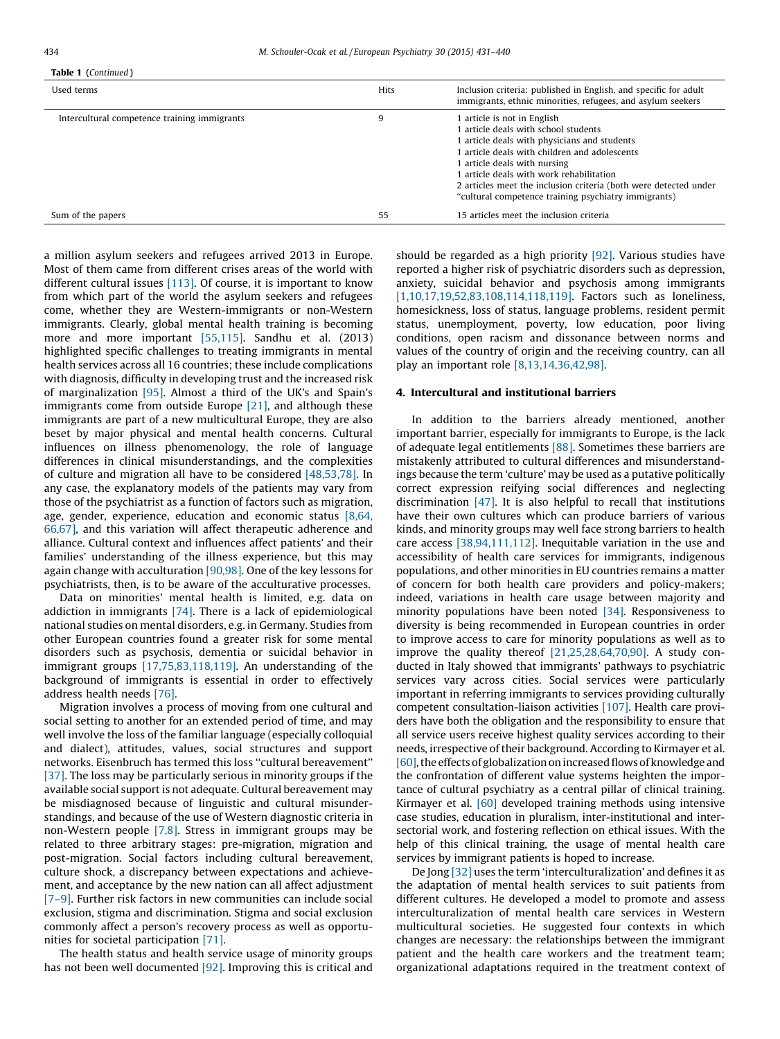**Table 1** (*Continued*)

| Used terms | Hits | Inclusion criteria: published in English, and specific for adult immigrants, ethnic minorities, refugees, and asylum seekers |
|---|---|---|
| Intercultural competence training immigrants | 9 | 1 article is not in English<br>1 article deals with school students<br>1 article deals with physicians and students<br>1 article deals with children and adolescents<br>1 article deals with nursing<br>1 article deals with work rehabilitation<br>2 articles meet the inclusion criteria (both were detected under "cultural competence training psychiatry immigrants) |
| Sum of the papers | 55 | 15 articles meet the inclusion criteria |

a million asylum seekers and refugees arrived 2013 in Europe. Most of them came from different crises areas of the world with different cultural issues [113]. Of course, it is important to know from which part of the world the asylum seekers and refugees come, whether they are Western-immigrants or non-Western immigrants. Clearly, global mental health training is becoming more and more important [55,115]. Sandhu et al. (2013) highlighted specific challenges to treating immigrants in mental health services across all 16 countries; these include complications with diagnosis, difficulty in developing trust and the increased risk of marginalization [95]. Almost a third of the UK's and Spain's immigrants come from outside Europe [21], and although these immigrants are part of a new multicultural Europe, they are also beset by major physical and mental health concerns. Cultural influences on illness phenomenology, the role of language differences in clinical misunderstandings, and the complexities of culture and migration all have to be considered [48,53,78]. In any case, the explanatory models of the patients may vary from those of the psychiatrist as a function of factors such as migration, age, gender, experience, education and economic status [8,64,66,67], and this variation will affect therapeutic adherence and alliance. Cultural context and influences affect patients' and their families' understanding of the illness experience, but this may again change with acculturation [90,98]. One of the key lessons for psychiatrists, then, is to be aware of the acculturative processes.

Data on minorities' mental health is limited, e.g. data on addiction in immigrants [74]. There is a lack of epidemiological national studies on mental disorders, e.g. in Germany. Studies from other European countries found a greater risk for some mental disorders such as psychosis, dementia or suicidal behavior in immigrant groups [17,75,83,118,119]. An understanding of the background of immigrants is essential in order to effectively address health needs [76].

Migration involves a process of moving from one cultural and social setting to another for an extended period of time, and may well involve the loss of the familiar language (especially colloquial and dialect), attitudes, values, social structures and support networks. Eisenbruch has termed this loss "cultural bereavement" [37]. The loss may be particularly serious in minority groups if the available social support is not adequate. Cultural bereavement may be misdiagnosed because of linguistic and cultural misunderstandings, and because of the use of Western diagnostic criteria in non-Western people [7,8]. Stress in immigrant groups may be related to three arbitrary stages: pre-migration, migration and post-migration. Social factors including cultural bereavement, culture shock, a discrepancy between expectations and achievement, and acceptance by the new nation can all affect adjustment [7–9]. Further risk factors in new communities can include social exclusion, stigma and discrimination. Stigma and social exclusion commonly affect a person's recovery process as well as opportunities for societal participation [71].

The health status and health service usage of minority groups has not been well documented [92]. Improving this is critical and should be regarded as a high priority [92]. Various studies have reported a higher risk of psychiatric disorders such as depression, anxiety, suicidal behavior and psychosis among immigrants [1,10,17,19,52,83,108,114,118,119]. Factors such as loneliness, homesickness, loss of status, language problems, resident permit status, unemployment, poverty, low education, poor living conditions, open racism and dissonance between norms and values of the country of origin and the receiving country, can all play an important role [8,13,14,36,42,98].

## 4. Intercultural and institutional barriers

In addition to the barriers already mentioned, another important barrier, especially for immigrants to Europe, is the lack of adequate legal entitlements [88]. Sometimes these barriers are mistakenly attributed to cultural differences and misunderstandings because the term 'culture' may be used as a putative politically correct expression reifying social differences and neglecting discrimination [47]. It is also helpful to recall that institutions have their own cultures which can produce barriers of various kinds, and minority groups may well face strong barriers to health care access [38,94,111,112]. Inequitable variation in the use and accessibility of health care services for immigrants, indigenous populations, and other minorities in EU countries remains a matter of concern for both health care providers and policy-makers; indeed, variations in health care usage between majority and minority populations have been noted [34]. Responsiveness to diversity is being recommended in European countries in order to improve access to care for minority populations as well as to improve the quality thereof [21,25,28,64,70,90]. A study conducted in Italy showed that immigrants' pathways to psychiatric services vary across cities. Social services were particularly important in referring immigrants to services providing culturally competent consultation-liaison activities [107]. Health care providers have both the obligation and the responsibility to ensure that all service users receive highest quality services according to their needs, irrespective of their background. According to Kirmayer et al. [60], the effects of globalization on increased flows of knowledge and the confrontation of different value systems heighten the importance of cultural psychiatry as a central pillar of clinical training. Kirmayer et al. [60] developed training methods using intensive case studies, education in pluralism, inter-institutional and intersectorial work, and fostering reflection on ethical issues. With the help of this clinical training, the usage of mental health care services by immigrant patients is hoped to increase.

De Jong [32] uses the term 'interculturalization' and defines it as the adaptation of mental health services to suit patients from different cultures. He developed a model to promote and assess interculturalization of mental health care services in Western multicultural societies. He suggested four contexts in which changes are necessary: the relationships between the immigrant patient and the health care workers and the treatment team; organizational adaptations required in the treatment context of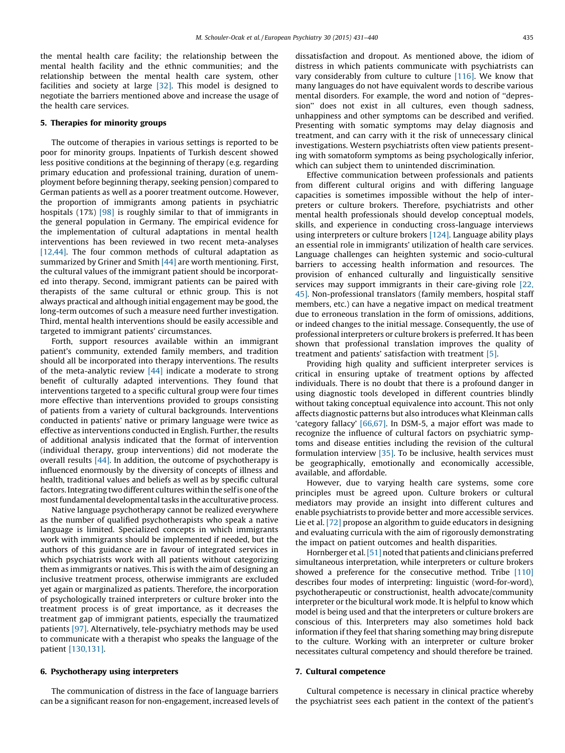the mental health care facility; the relationship between the mental health facility and the ethnic communities; and the relationship between the mental health care system, other facilities and society at large [32]. This model is designed to negotiate the barriers mentioned above and increase the usage of the health care services.

## 5. Therapies for minority groups

The outcome of therapies in various settings is reported to be poor for minority groups. Inpatients of Turkish descent showed less positive conditions at the beginning of therapy (e.g. regarding primary education and professional training, duration of unemployment before beginning therapy, seeking pension) compared to German patients as well as a poorer treatment outcome. However, the proportion of immigrants among patients in psychiatric hospitals (17%) [98] is roughly similar to that of immigrants in the general population in Germany. The empirical evidence for the implementation of cultural adaptations in mental health interventions has been reviewed in two recent meta-analyses [12,44]. The four common methods of cultural adaptation as summarized by Griner and Smith [44] are worth mentioning. First, the cultural values of the immigrant patient should be incorporated into therapy. Second, immigrant patients can be paired with therapists of the same cultural or ethnic group. This is not always practical and although initial engagement may be good, the long-term outcomes of such a measure need further investigation. Third, mental health interventions should be easily accessible and targeted to immigrant patients' circumstances.

Forth, support resources available within an immigrant patient's community, extended family members, and tradition should all be incorporated into therapy interventions. The results of the meta-analytic review [44] indicate a moderate to strong benefit of culturally adapted interventions. They found that interventions targeted to a specific cultural group were four times more effective than interventions provided to groups consisting of patients from a variety of cultural backgrounds. Interventions conducted in patients' native or primary language were twice as effective as interventions conducted in English. Further, the results of additional analysis indicated that the format of intervention (individual therapy, group interventions) did not moderate the overall results [44]. In addition, the outcome of psychotherapy is influenced enormously by the diversity of concepts of illness and health, traditional values and beliefs as well as by specific cultural factors. Integrating two different cultures within the self is one of the most fundamental developmental tasks in the acculturative process.

Native language psychotherapy cannot be realized everywhere as the number of qualified psychotherapists who speak a native language is limited. Specialized concepts in which immigrants work with immigrants should be implemented if needed, but the authors of this guidance are in favour of integrated services in which psychiatrists work with all patients without categorizing them as immigrants or natives. This is with the aim of designing an inclusive treatment process, otherwise immigrants are excluded yet again or marginalized as patients. Therefore, the incorporation of psychologically trained interpreters or culture broker into the treatment process is of great importance, as it decreases the treatment gap of immigrant patients, especially the traumatized patients [97]. Alternatively, tele-psychiatry methods may be used to communicate with a therapist who speaks the language of the patient [130,131].

## 6. Psychotherapy using interpreters

The communication of distress in the face of language barriers can be a significant reason for non-engagement, increased levels of dissatisfaction and dropout. As mentioned above, the idiom of distress in which patients communicate with psychiatrists can vary considerably from culture to culture [116]. We know that many languages do not have equivalent words to describe various mental disorders. For example, the word and notion of "depression" does not exist in all cultures, even though sadness, unhappiness and other symptoms can be described and verified. Presenting with somatic symptoms may delay diagnosis and treatment, and can carry with it the risk of unnecessary clinical investigations. Western psychiatrists often view patients presenting with somatoform symptoms as being psychologically inferior, which can subject them to unintended discrimination.

Effective communication between professionals and patients from different cultural origins and with differing language capacities is sometimes impossible without the help of interpreters or culture brokers. Therefore, psychiatrists and other mental health professionals should develop conceptual models, skills, and experience in conducting cross-language interviews using interpreters or culture brokers [124]. Language ability plays an essential role in immigrants' utilization of health care services. Language challenges can heighten systemic and socio-cultural barriers to accessing health information and resources. The provision of enhanced culturally and linguistically sensitive services may support immigrants in their care-giving role [22, 45]. Non-professional translators (family members, hospital staff members, etc.) can have a negative impact on medical treatment due to erroneous translation in the form of omissions, additions, or indeed changes to the initial message. Consequently, the use of professional interpreters or culture brokers is preferred. It has been shown that professional translation improves the quality of treatment and patients' satisfaction with treatment [5].

Providing high quality and sufficient interpreter services is critical in ensuring uptake of treatment options by affected individuals. There is no doubt that there is a profound danger in using diagnostic tools developed in different countries blindly without taking conceptual equivalence into account. This not only affects diagnostic patterns but also introduces what Kleinman calls 'category fallacy' [66,67]. In DSM-5, a major effort was made to recognize the influence of cultural factors on psychiatric symptoms and disease entities including the revision of the cultural formulation interview [35]. To be inclusive, health services must be geographically, emotionally and economically accessible, available, and affordable.

However, due to varying health care systems, some core principles must be agreed upon. Culture brokers or cultural mediators may provide an insight into different cultures and enable psychiatrists to provide better and more accessible services. Lie et al. [72] propose an algorithm to guide educators in designing and evaluating curricula with the aim of rigorously demonstrating the impact on patient outcomes and health disparities.

Hornberger et al. [51] noted that patients and clinicians preferred simultaneous interpretation, while interpreters or culture brokers showed a preference for the consecutive method. Tribe [110] describes four modes of interpreting: linguistic (word-for-word), psychotherapeutic or constructionist, health advocate/community interpreter or the bicultural work mode. It is helpful to know which model is being used and that the interpreters or culture brokers are conscious of this. Interpreters may also sometimes hold back information if they feel that sharing something may bring disrepute to the culture. Working with an interpreter or culture broker necessitates cultural competency and should therefore be trained.

## 7. Cultural competence

Cultural competence is necessary in clinical practice whereby the psychiatrist sees each patient in the context of the patient's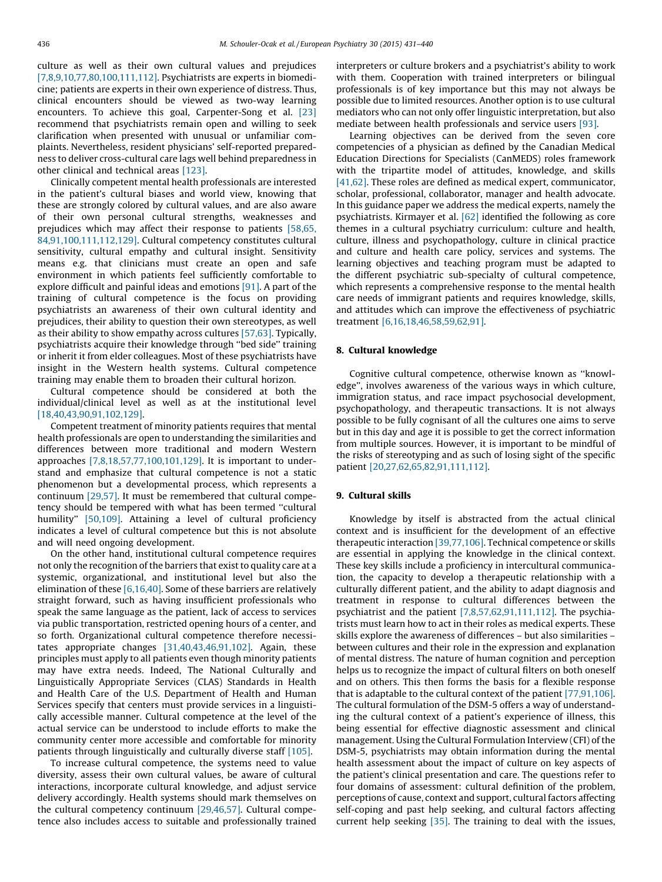culture as well as their own cultural values and prejudices [7,8,9,10,77,80,100,111,112]. Psychiatrists are experts in biomedicine; patients are experts in their own experience of distress. Thus, clinical encounters should be viewed as two-way learning encounters. To achieve this goal, Carpenter-Song et al. [23] recommend that psychiatrists remain open and willing to seek clarification when presented with unusual or unfamiliar complaints. Nevertheless, resident physicians' self-reported preparedness to deliver cross-cultural care lags well behind preparedness in other clinical and technical areas [123].

Clinically competent mental health professionals are interested in the patient's cultural biases and world view, knowing that these are strongly colored by cultural values, and are also aware of their own personal cultural strengths, weaknesses and prejudices which may affect their response to patients [58,65,84,91,100,111,112,129]. Cultural competency constitutes cultural sensitivity, cultural empathy and cultural insight. Sensitivity means e.g. that clinicians must create an open and safe environment in which patients feel sufficiently comfortable to explore difficult and painful ideas and emotions [91]. A part of the training of cultural competence is the focus on providing psychiatrists an awareness of their own cultural identity and prejudices, their ability to question their own stereotypes, as well as their ability to show empathy across cultures [57,63]. Typically, psychiatrists acquire their knowledge through ''bed side'' training or inherit it from elder colleagues. Most of these psychiatrists have insight in the Western health systems. Cultural competence training may enable them to broaden their cultural horizon.

Cultural competence should be considered at both the individual/clinical level as well as at the institutional level [18,40,43,90,91,102,129].

Competent treatment of minority patients requires that mental health professionals are open to understanding the similarities and differences between more traditional and modern Western approaches [7,8,18,57,77,100,101,129]. It is important to understand and emphasize that cultural competence is not a static phenomenon but a developmental process, which represents a continuum [29,57]. It must be remembered that cultural competency should be tempered with what has been termed ''cultural humility'' [50,109]. Attaining a level of cultural proficiency indicates a level of cultural competence but this is not absolute and will need ongoing development.

On the other hand, institutional cultural competence requires not only the recognition of the barriers that exist to quality care at a systemic, organizational, and institutional level but also the elimination of these [6,16,40]. Some of these barriers are relatively straight forward, such as having insufficient professionals who speak the same language as the patient, lack of access to services via public transportation, restricted opening hours of a center, and so forth. Organizational cultural competence therefore necessitates appropriate changes [31,40,43,46,91,102]. Again, these principles must apply to all patients even though minority patients may have extra needs. Indeed, The National Culturally and Linguistically Appropriate Services (CLAS) Standards in Health and Health Care of the U.S. Department of Health and Human Services specify that centers must provide services in a linguistically accessible manner. Cultural competence at the level of the actual service can be understood to include efforts to make the community center more accessible and comfortable for minority patients through linguistically and culturally diverse staff [105].

To increase cultural competence, the systems need to value diversity, assess their own cultural values, be aware of cultural interactions, incorporate cultural knowledge, and adjust service delivery accordingly. Health systems should mark themselves on the cultural competency continuum [29,46,57]. Cultural competence also includes access to suitable and professionally trained interpreters or culture brokers and a psychiatrist's ability to work with them. Cooperation with trained interpreters or bilingual professionals is of key importance but this may not always be possible due to limited resources. Another option is to use cultural mediators who can not only offer linguistic interpretation, but also mediate between health professionals and service users [93].

Learning objectives can be derived from the seven core competencies of a physician as defined by the Canadian Medical Education Directions for Specialists (CanMEDS) roles framework with the tripartite model of attitudes, knowledge, and skills [41,62]. These roles are defined as medical expert, communicator, scholar, professional, collaborator, manager and health advocate. In this guidance paper we address the medical experts, namely the psychiatrists. Kirmayer et al. [62] identified the following as core themes in a cultural psychiatry curriculum: culture and health, culture, illness and psychopathology, culture in clinical practice and culture and health care policy, services and systems. The learning objectives and teaching program must be adapted to the different psychiatric sub-specialty of cultural competence, which represents a comprehensive response to the mental health care needs of immigrant patients and requires knowledge, skills, and attitudes which can improve the effectiveness of psychiatric treatment [6,16,18,46,58,59,62,91].

## 8. Cultural knowledge

Cognitive cultural competence, otherwise known as ''knowledge'', involves awareness of the various ways in which culture, immigration status, and race impact psychosocial development, psychopathology, and therapeutic transactions. It is not always possible to be fully cognisant of all the cultures one aims to serve but in this day and age it is possible to get the correct information from multiple sources. However, it is important to be mindful of the risks of stereotyping and as such of losing sight of the specific patient [20,27,62,65,82,91,111,112].

## 9. Cultural skills

Knowledge by itself is abstracted from the actual clinical context and is insufficient for the development of an effective therapeutic interaction [39,77,106]. Technical competence or skills are essential in applying the knowledge in the clinical context. These key skills include a proficiency in intercultural communication, the capacity to develop a therapeutic relationship with a culturally different patient, and the ability to adapt diagnosis and treatment in response to cultural differences between the psychiatrist and the patient [7,8,57,62,91,111,112]. The psychiatrists must learn how to act in their roles as medical experts. These skills explore the awareness of differences – but also similarities – between cultures and their role in the expression and explanation of mental distress. The nature of human cognition and perception helps us to recognize the impact of cultural filters on both oneself and on others. This then forms the basis for a flexible response that is adaptable to the cultural context of the patient [77,91,106]. The cultural formulation of the DSM-5 offers a way of understanding the cultural context of a patient's experience of illness, this being essential for effective diagnostic assessment and clinical management. Using the Cultural Formulation Interview (CFI) of the DSM-5, psychiatrists may obtain information during the mental health assessment about the impact of culture on key aspects of the patient's clinical presentation and care. The questions refer to four domains of assessment: cultural definition of the problem, perceptions of cause, context and support, cultural factors affecting self-coping and past help seeking, and cultural factors affecting current help seeking [35]. The training to deal with the issues,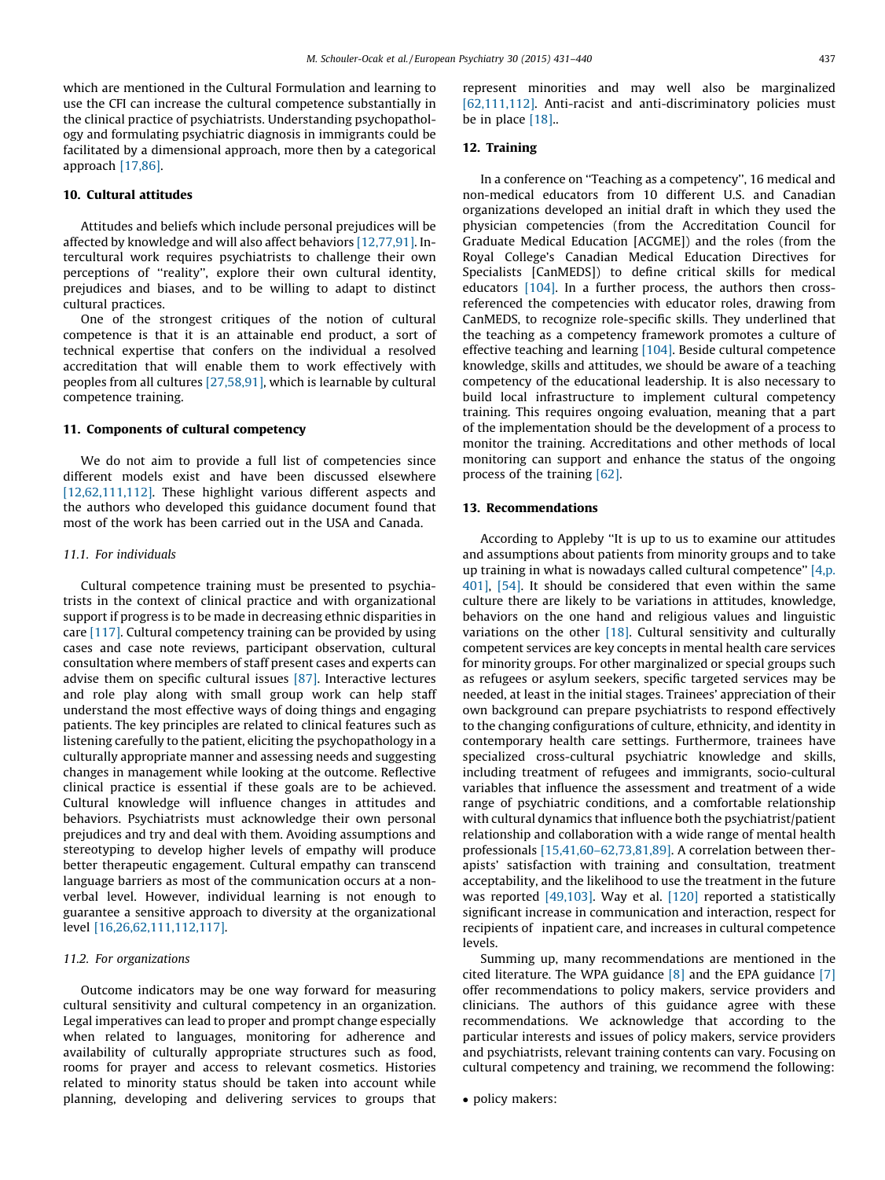which are mentioned in the Cultural Formulation and learning to use the CFI can increase the cultural competence substantially in the clinical practice of psychiatrists. Understanding psychopathology and formulating psychiatric diagnosis in immigrants could be facilitated by a dimensional approach, more then by a categorical approach [17,86].

## 10. Cultural attitudes

Attitudes and beliefs which include personal prejudices will be affected by knowledge and will also affect behaviors [12,77,91]. Intercultural work requires psychiatrists to challenge their own perceptions of ''reality'', explore their own cultural identity, prejudices and biases, and to be willing to adapt to distinct cultural practices.

One of the strongest critiques of the notion of cultural competence is that it is an attainable end product, a sort of technical expertise that confers on the individual a resolved accreditation that will enable them to work effectively with peoples from all cultures [27,58,91], which is learnable by cultural competence training.

## 11. Components of cultural competency

We do not aim to provide a full list of competencies since different models exist and have been discussed elsewhere [12,62,111,112]. These highlight various different aspects and the authors who developed this guidance document found that most of the work has been carried out in the USA and Canada.

### 11.1. For individuals

Cultural competence training must be presented to psychiatrists in the context of clinical practice and with organizational support if progress is to be made in decreasing ethnic disparities in care [117]. Cultural competency training can be provided by using cases and case note reviews, participant observation, cultural consultation where members of staff present cases and experts can advise them on specific cultural issues [87]. Interactive lectures and role play along with small group work can help staff understand the most effective ways of doing things and engaging patients. The key principles are related to clinical features such as listening carefully to the patient, eliciting the psychopathology in a culturally appropriate manner and assessing needs and suggesting changes in management while looking at the outcome. Reflective clinical practice is essential if these goals are to be achieved. Cultural knowledge will influence changes in attitudes and behaviors. Psychiatrists must acknowledge their own personal prejudices and try and deal with them. Avoiding assumptions and stereotyping to develop higher levels of empathy will produce better therapeutic engagement. Cultural empathy can transcend language barriers as most of the communication occurs at a non-verbal level. However, individual learning is not enough to guarantee a sensitive approach to diversity at the organizational level [16,26,62,111,112,117].

### 11.2. For organizations

Outcome indicators may be one way forward for measuring cultural sensitivity and cultural competency in an organization. Legal imperatives can lead to proper and prompt change especially when related to languages, monitoring for adherence and availability of culturally appropriate structures such as food, rooms for prayer and access to relevant cosmetics. Histories related to minority status should be taken into account while planning, developing and delivering services to groups that represent minorities and may well also be marginalized [62,111,112]. Anti-racist and anti-discriminatory policies must be in place [18]..

## 12. Training

In a conference on ''Teaching as a competency'', 16 medical and non-medical educators from 10 different U.S. and Canadian organizations developed an initial draft in which they used the physician competencies (from the Accreditation Council for Graduate Medical Education [ACGME]) and the roles (from the Royal College's Canadian Medical Education Directives for Specialists [CanMEDS]) to define critical skills for medical educators [104]. In a further process, the authors then cross-referenced the competencies with educator roles, drawing from CanMEDS, to recognize role-specific skills. They underlined that the teaching as a competency framework promotes a culture of effective teaching and learning [104]. Beside cultural competence knowledge, skills and attitudes, we should be aware of a teaching competency of the educational leadership. It is also necessary to build local infrastructure to implement cultural competency training. This requires ongoing evaluation, meaning that a part of the implementation should be the development of a process to monitor the training. Accreditations and other methods of local monitoring can support and enhance the status of the ongoing process of the training [62].

## 13. Recommendations

According to Appleby ''It is up to us to examine our attitudes and assumptions about patients from minority groups and to take up training in what is nowadays called cultural competence'' [4,p. 401], [54]. It should be considered that even within the same culture there are likely to be variations in attitudes, knowledge, behaviors on the one hand and religious values and linguistic variations on the other [18]. Cultural sensitivity and culturally competent services are key concepts in mental health care services for minority groups. For other marginalized or special groups such as refugees or asylum seekers, specific targeted services may be needed, at least in the initial stages. Trainees' appreciation of their own background can prepare psychiatrists to respond effectively to the changing configurations of culture, ethnicity, and identity in contemporary health care settings. Furthermore, trainees have specialized cross-cultural psychiatric knowledge and skills, including treatment of refugees and immigrants, socio-cultural variables that influence the assessment and treatment of a wide range of psychiatric conditions, and a comfortable relationship with cultural dynamics that influence both the psychiatrist/patient relationship and collaboration with a wide range of mental health professionals [15,41,60–62,73,81,89]. A correlation between therapists' satisfaction with training and consultation, treatment acceptability, and the likelihood to use the treatment in the future was reported [49,103]. Way et al. [120] reported a statistically significant increase in communication and interaction, respect for recipients of inpatient care, and increases in cultural competence levels.

Summing up, many recommendations are mentioned in the cited literature. The WPA guidance [8] and the EPA guidance [7] offer recommendations to policy makers, service providers and clinicians. The authors of this guidance agree with these recommendations. We acknowledge that according to the particular interests and issues of policy makers, service providers and psychiatrists, relevant training contents can vary. Focusing on cultural competency and training, we recommend the following:

- policy makers: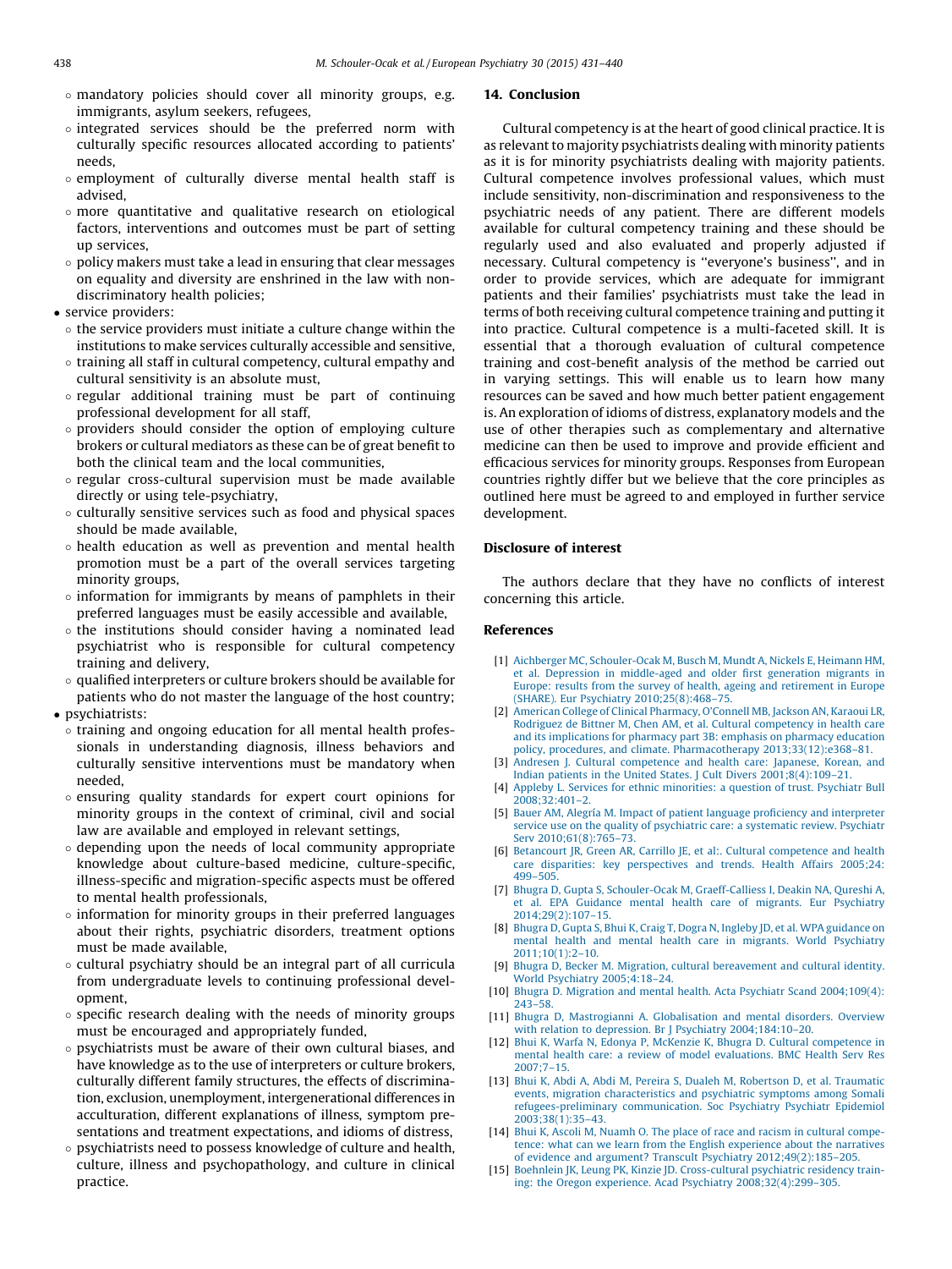- mandatory policies should cover all minority groups, e.g. immigrants, asylum seekers, refugees,
  - integrated services should be the preferred norm with culturally specific resources allocated according to patients' needs,
  - employment of culturally diverse mental health staff is advised,
  - more quantitative and qualitative research on etiological factors, interventions and outcomes must be part of setting up services,
  - policy makers must take a lead in ensuring that clear messages on equality and diversity are enshrined in the law with non-discriminatory health policies;
- service providers:
  - the service providers must initiate a culture change within the institutions to make services culturally accessible and sensitive,
  - training all staff in cultural competency, cultural empathy and cultural sensitivity is an absolute must,
  - regular additional training must be part of continuing professional development for all staff,
  - providers should consider the option of employing culture brokers or cultural mediators as these can be of great benefit to both the clinical team and the local communities,
  - regular cross-cultural supervision must be made available directly or using tele-psychiatry,
  - culturally sensitive services such as food and physical spaces should be made available,
  - health education as well as prevention and mental health promotion must be a part of the overall services targeting minority groups,
  - information for immigrants by means of pamphlets in their preferred languages must be easily accessible and available,
  - the institutions should consider having a nominated lead psychiatrist who is responsible for cultural competency training and delivery,
  - qualified interpreters or culture brokers should be available for patients who do not master the language of the host country;
- psychiatrists:
  - training and ongoing education for all mental health professionals in understanding diagnosis, illness behaviors and culturally sensitive interventions must be mandatory when needed,
  - ensuring quality standards for expert court opinions for minority groups in the context of criminal, civil and social law are available and employed in relevant settings,
  - depending upon the needs of local community appropriate knowledge about culture-based medicine, culture-specific, illness-specific and migration-specific aspects must be offered to mental health professionals,
  - information for minority groups in their preferred languages about their rights, psychiatric disorders, treatment options must be made available,
  - cultural psychiatry should be an integral part of all curricula from undergraduate levels to continuing professional development,
  - specific research dealing with the needs of minority groups must be encouraged and appropriately funded,
  - psychiatrists must be aware of their own cultural biases, and have knowledge as to the use of interpreters or culture brokers, culturally different family structures, the effects of discrimination, exclusion, unemployment, intergenerational differences in acculturation, different explanations of illness, symptom presentations and treatment expectations, and idioms of distress,
  - psychiatrists need to possess knowledge of culture and health, culture, illness and psychopathology, and culture in clinical practice.

## 14. Conclusion

Cultural competency is at the heart of good clinical practice. It is as relevant to majority psychiatrists dealing with minority patients as it is for minority psychiatrists dealing with majority patients. Cultural competence involves professional values, which must include sensitivity, non-discrimination and responsiveness to the psychiatric needs of any patient. There are different models available for cultural competency training and these should be regularly used and also evaluated and properly adjusted if necessary. Cultural competency is "everyone's business", and in order to provide services, which are adequate for immigrant patients and their families' psychiatrists must take the lead in terms of both receiving cultural competence training and putting it into practice. Cultural competence is a multi-faceted skill. It is essential that a thorough evaluation of cultural competence training and cost-benefit analysis of the method be carried out in varying settings. This will enable us to learn how many resources can be saved and how much better patient engagement is. An exploration of idioms of distress, explanatory models and the use of other therapies such as complementary and alternative medicine can then be used to improve and provide efficient and efficacious services for minority groups. Responses from European countries rightly differ but we believe that the core principles as outlined here must be agreed to and employed in further service development.

## Disclosure of interest

The authors declare that they have no conflicts of interest concerning this article.

## References

[1] Aichberger MC, Schouler-Ocak M, Busch M, Mundt A, Nickels E, Heimann HM, et al. Depression in middle-aged and older first generation migrants in Europe: results from the survey of health, ageing and retirement in Europe (SHARE). Eur Psychiatry 2010;25(8):468–75.

[2] American College of Clinical Pharmacy, O'Connell MB, Jackson AN, Karaoui LR, Rodriguez de Bittner M, Chen AM, et al. Cultural competency in health care and its implications for pharmacy part 3B: emphasis on pharmacy education policy, procedures, and climate. Pharmacotherapy 2013;33(12):e368–81.

[3] Andresen J. Cultural competence and health care: Japanese, Korean, and Indian patients in the United States. J Cult Divers 2001;8(4):109–21.

[4] Appleby L. Services for ethnic minorities: a question of trust. Psychiatr Bull 2008;32:401–2.

[5] Bauer AM, Alegría M. Impact of patient language proficiency and interpreter service use on the quality of psychiatric care: a systematic review. Psychiatr Serv 2010;61(8):765–73.

[6] Betancourt JR, Green AR, Carrillo JE, et al:. Cultural competence and health care disparities: key perspectives and trends. Health Affairs 2005;24: 499–505.

[7] Bhugra D, Gupta S, Schouler-Ocak M, Graeff-Calliess I, Deakin NA, Qureshi A, et al. EPA Guidance mental health care of migrants. Eur Psychiatry 2014;29(2):107–15.

[8] Bhugra D, Gupta S, Bhui K, Craig T, Dogra N, Ingleby JD, et al. WPA guidance on mental health and mental health care in migrants. World Psychiatry 2011;10(1):2–10.

[9] Bhugra D, Becker M. Migration, cultural bereavement and cultural identity. World Psychiatry 2005;4:18–24.

[10] Bhugra D. Migration and mental health. Acta Psychiatr Scand 2004;109(4): 243–58.

[11] Bhugra D, Mastrogianni A. Globalisation and mental disorders. Overview with relation to depression. Br J Psychiatry 2004;184:10–20.

[12] Bhui K, Warfa N, Edonya P, McKenzie K, Bhugra D. Cultural competence in mental health care: a review of model evaluations. BMC Health Serv Res 2007;7–15.

[13] Bhui K, Abdi A, Abdi M, Pereira S, Dualeh M, Robertson D, et al. Traumatic events, migration characteristics and psychiatric symptoms among Somali refugees-preliminary communication. Soc Psychiatry Psychiatr Epidemiol 2003;38(1):35–43.

[14] Bhui K, Ascoli M, Nuamh O. The place of race and racism in cultural competence: what can we learn from the English experience about the narratives of evidence and argument? Transcult Psychiatry 2012;49(2):185–205.

[15] Boehnlein JK, Leung PK, Kinzie JD. Cross-cultural psychiatric residency training: the Oregon experience. Acad Psychiatry 2008;32(4):299–305.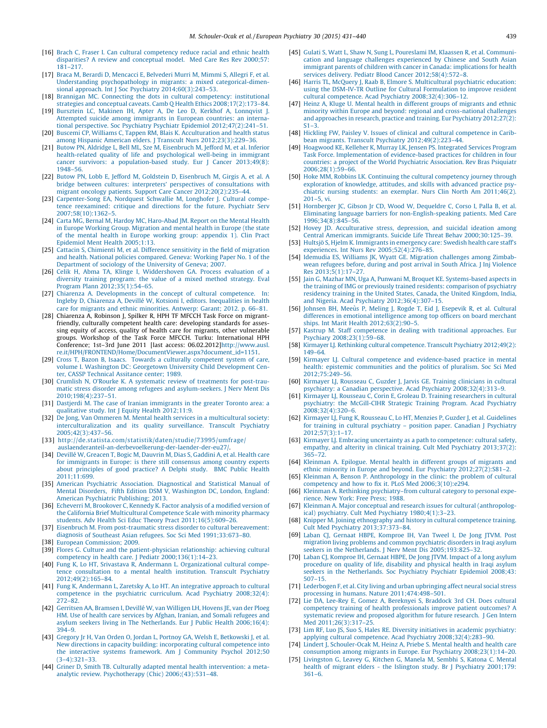[16] Brach C, Fraser I. Can cultural competency reduce racial and ethnic health disparities? A review and conceptual model. Med Care Res Rev 2000;57: 181–217.

[17] Braca M, Berardi D, Mencacci E, Belvederi Murri M, Mimmi S, Allegri F, et al. Understanding psychopathology in migrants: a mixed categorical-dimensional approach. Int J Soc Psychiatry 2014;60(3):243–53.

[18] Brannigan MC. Connecting the dots in cultural competency: institutional strategies and conceptual caveats. Camb Q Health Ethics 2008;17(2):173–84.

[19] Bursztein LC, Makinen IH, Apter A, De Leo D, Kerkhof A, Lonnqvist J. Attempted suicide among immigrants in European countries: an international perspective. Soc Psychiatry Psychiatr Epidemiol 2012;47(2):241–51.

[20] Buscemi CP, Williams C, Tappen RM, Blais K. Acculturation and health status among Hispanic American elders. J Transcult Nurs 2012;23(3):229–36.

[21] Butow PN, Aldridge L, Bell ML, Sze M, Eisenbruch M, Jefford M, et al. Inferior health-related quality of life and psychological well-being in immigrant cancer survivors: a population-based study. Eur J Cancer 2013;49(8): 1948–56.

[22] Butow PN, Lobb E, Jefford M, Goldstein D, Eisenbruch M, Girgis A, et al. A bridge between cultures: interpreters' perspectives of consultations with migrant oncology patients. Support Care Cancer 2012;20(2):235–44.

[23] Carpenter-Song EA, Nordquest Schwallie M, Longhofer J. Cultural competence reexamined: critique and directions for the future. Psychiatr Serv 2007;58(10):1362–5.

[24] Carta MG, Bernal M, Hardoy MC, Haro-Abad JM. Report on the Mental Health in Europe Working Group. Migration and mental health in Europe (the state of the mental health in Europe working group: appendix 1). Clin Pract Epidemiol Ment Health 2005;1:13.

[25] Cattacin S, Chimienti M, et al. Difference sensitivity in the field of migration and health. National policies compared. Geneva: Working Paper No. 1 of the Department of sociology of the University of Geneva; 2007.

[26] Celik H, Abma TA, Klinge I, Widdershoven GA. Process evaluation of a diversity training program: the value of a mixed method strategy. Eval Program Plann 2012;35(1):54–65.

[27] Chiarenza A. Developments in the concept of cultural competence. In: Ingleby D, Chiarenza A, Devillé W, Kotsioni I, editors. Inequalities in health care for migrants and ethnic minorities. Antwerp: Garant; 2012. p. 66–81.

[28] Chiarenza A, Robinson J, Spilker R, HPH TF MFCCH Task Force on migrant-friendly, culturally competent health care: developing standards for assessing equity of access, quality of health care for migrants, other vulnerable groups. Workshop of the Task Force MFCCH. Turku: International HPH Conference; 1st–3rd June 2011 [last access: 06.02.2012]http://www.ausl.re.it/HPH/FRONTEND/Home/DocumentViewer.aspx?document_id=1151.

[29] Cross T, Bazon B, Isaacs. Towards a culturally competent system of care, volume I. Washington DC: Georgetown University Child Development Center, CASSP Technical Assitance center; 1989.

[30] Crumlish N, O'Rourke K. A systematic review of treatments for post-traumatic stress disorder among refugees and asylum-seekers. J Nerv Ment Dis 2010;198(4):237–51.

[31] Dastjerdi M. The case of Iranian immigrants in the greater Toronto area: a qualitative study. Int J Equity Health 2012;11:9.

[32] De Jong, Van Ommeren M. Mental health services in a multicultural society: interculturalization and its quality surveillance. Transcult Psychiatry 2005;42(3):437–56.

[33] http://de.statista.com/statistik/daten/studie/73995/umfrage/auslaenderanteil-an-derbevoelkerung-der-laender-der-eu27/.

[34] Devillé W, Greacen T, Bogic M, Dauvrin M, Dias S, Gaddini A, et al. Health care for immigrants in Europe: is there still consensus among country experts about principles of good practice? A Delphi study. BMC Public Health 2011;11:699.

[35] American Psychiatric Association. Diagnostical and Statistical Manual of Mental Disorders, Fifth Edition DSM V, Washington DC, London, England: American Psychiatric Publishing; 2013.

[36] Echeverri M, Brookover C, Kennedy K. Factor analysis of a modified version of the California Brief Multicultural Competence Scale with minority pharmacy students. Adv Health Sci Educ Theory Pract 2011;16(5):609–26.

[37] Eisenbruch M. From post-traumatic stress disorder to cultural bereavement: diagnosis of Southeast Asian refugees. Soc Sci Med 1991;33:673–80.

[38] European Commission; 2009.

[39] Flores G. Culture and the patient-physician relationship: achieving cultural competency in health care. J Pediatr 2000;136(1):14–23.

[40] Fung K, Lo HT, Srivastava R, Andermann L. Organizational cultural competence consultation to a mental health institution. Transcult Psychiatry 2012;49(2):165–84.

[41] Fung K, Andermann L, Zaretsky A, Lo HT. An integrative approach to cultural competence in the psychiatric curriculum. Acad Psychiatry 2008;32(4): 272–82.

[42] Gerritsen AA, Bramsen I, Devillé W, van Willigen LH, Hovens JE, van der Ploeg HM. Use of health care services by Afghan, Iranian, and Somali refugees and asylum seekers living in The Netherlands. Eur J Public Health 2006;16(4): 394–9.

[43] Gregory Jr H, Van Orden O, Jordan L, Portnoy GA, Welsh E, Betkowski J, et al. New directions in capacity building: incorporating cultural competence into the interactive systems framework. Am J Community Psychol 2012;50 (3–4):321–33.

[44] Griner D, Smith TB. Culturally adapted mental health intervention: a meta-analytic review. Psychotherapy (Chic) 2006;(43):531–48.

[45] Gulati S, Watt L, Shaw N, Sung L, Poureslami IM, Klaassen R, et al. Communication and language challenges experienced by Chinese and South Asian immigrant parents of children with cancer in Canada: implications for health services delivery. Pediatr Blood Cancer 2012;58(4):572–8.

[46] Harris TL, McQuery J, Raab B, Elmore S. Multicultural psychiatric education: using the DSM-IV-TR Outline for Cultural Formulation to improve resident cultural competence. Acad Psychiatry 2008;32(4):306–12.

[47] Heinz A, Kluge U. Mental health in different groups of migrants and ethnic minority within Europe and beyond: regional and cross-national challenges and approaches in research, practice and training. Eur Psychiatry 2012;27(2): S1–3.

[48] Hickling FW, Paisley V. Issues of clinical and cultural competence in Caribbean migrants. Transcult Psychiatry 2012;49(2):223–44.

[49] Hoagwood KE, Kelleher K, Murray LK, Jensen PS. Integrated Services Program Task Force. Implementation of evidence-based practices for children in four countries: a project of the World Psychiatric Association. Rev Bras Psiquiatr 2006;28(1):59–66.

[50] Hoke MM, Robbins LK. Continuing the cultural competency journey through exploration of knowledge, attitudes, and skills with advanced practice psychiatric nursing students: an exemplar. Nurs Clin North Am 2011;46(2). 201–5, vi.

[51] Hornberger JC, Gibson Jr CD, Wood W, Dequeldre C, Corso I, Palla B, et al. Eliminating language barriers for non-English-speaking patients. Med Care 1996;34(8):845–56.

[52] Hovey JD. Acculturative stress, depression, and suicidal ideation among Central American immigrants. Suicide Life Threat Behav 2000;30:125–39.

[53] Hultsjö S, Hjelm K. Immigrants in emergency care: Swedish health care staff's experiences. Int Nurs Rev 2005;52(4):276–85.

[54] Idemudia ES, Williams JK, Wyatt GE. Migration challenges among Zimbabwean refugees before, during and post arrival in South Africa. J Inj Violence Res 2013;5(1):17–27.

[55] Jain G, Mazhar MN, Uga A, Punwani M, Broquet KE. Systems-based aspects in the training of IMG or previously trained residents: comparison of psychiatry residency training in the United States, Canada, the United Kingdom, India, and Nigeria. Acad Psychiatry 2012;36(4):307–15.

[56] Johnsen BH, Meeùs P, Meling J, Rogde T, Eid J, Esepevik R, et al. Cultural differences in emotional intelligence among top officers on board merchant ships. Int Marit Health 2012;63(2):90–5.

[57] Kastrup M. Staff competence in dealing with traditional approaches. Eur Psychiary 2008;23(1):59–68.

[58] Kirmayer LJ. Rethinking cultural competence. Transcult Psychiatry 2012;49(2): 149–64.

[59] Kirmayer LJ. Cultural competence and evidence-based practice in mental health: epistemic communities and the politics of pluralism. Soc Sci Med 2012;75:249–56.

[60] Kirmayer LJ, Rousseau C, Guzder J, Jarvis GE. Training clinicians in cultural psychiatry: a Canadian perspective. Acad Psychiatry 2008;32(4):313–9.

[61] Kirmayer LJ, Rousseau C, Corin E, Groleau D. Training researchers in cultural psychiatry: the McGill-CIHR Strategic Training Program. Acad Psychiatry 2008;32(4):320–6.

[62] Kirmayer LJ, Fung K, Rousseau C, Lo HT, Menzies P, Guzder J, et al. Guidelines for training in cultural psychiatry – position paper. Canadian J Psychiatry 2012;57(3):1–17.

[63] Kirmayer LJ. Embracing uncertainty as a path to competence: cultural safety, empathy, and alterity in clinical training. Cult Med Psychiatry 2013;37(2): 365–72.

[64] Kleinman A. Epilogue. Mental health in different groups of migrants and ethnic minority in Europe and beyond. Eur Psychiatry 2012;27(2):S81–2.

[65] Kleinman A, Benson P. Anthropology in the clinic: the problem of cultural competency and how to fix it. PLoS Med 2006;3(10):e294.

[66] Kleinman A. Rethinking psychiatry–from cultural category to personal experience. New York: Free Press; 1988.

[67] Kleinman A. Major conceptual and research issues for cultural (anthropological) psychiatry. Cult Med Psychiatry 1980;4(1):3–23.

[68] Knipper M. Joining ethnography and history in cultural competence training. Cult Med Psychiatry 2013;37:373–84.

[69] Laban CJ, Gernaat HBPE, Komproe IH, Van Tweel I, De Jong JTVM. Post migration living problems and common psychiatric disorders in Iraqi asylum seekers in the Netherlands. J Nerv Ment Dis 2005;193:825–32.

[70] Laban CJ, Komproe IH, Gernaat HBPE, De Jong JTVM. Impact of a long asylum procedure on quality of life, disability and physical health in Iraqi asylum seekers in the Netherlands. Soc Psychiatry Psychiatr Epidemiol 2008;43: 507–15.

[71] Lederbogen F, et al. City living and urban upbringing affect neural social stress processing in humans. Nature 2011;474:498–501.

[72] Lie DA, Lee-Rey E, Gomez A, Bereknyei S, Braddock 3rd CH. Does cultural competency training of health professionals improve patient outcomes? A systematic review and proposed algorithm for future research. J Gen Intern Med 2011;26(3):317–25.

[73] Lim RF, Luo JS, Suo S, Hales RE. Diversity initiatives in academic psychiatry: applying cultural competence. Acad Psychiatry 2008;32(4):283–90.

[74] Lindert J, Schouler-Ocak M, Heinz A, Priebe S. Mental health and health care consumption among migrants in Europe. Eur Psychiatry 2008;23(1):14–20.

[75] Livingston G, Leavey G, Kitchen G, Manela M, Sembhi S, Katona C. Mental health of migrant elders - the Islington study. Br J Psychiatry 2001;179: 361–6.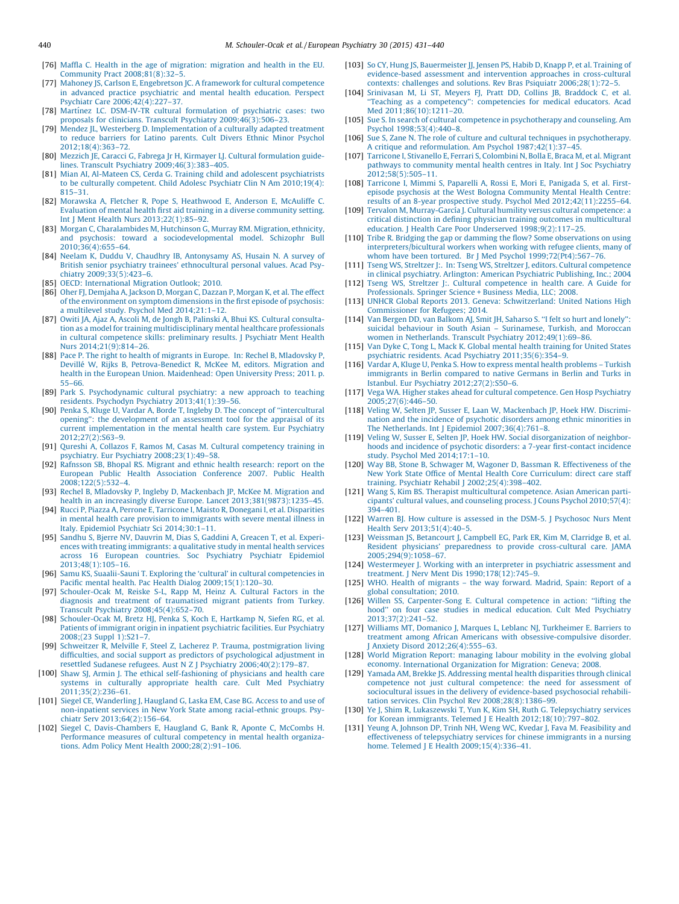[76] Maffla C. Health in the age of migration: migration and health in the EU. Community Pract 2008;81(8):32–5.

[77] Mahoney JS, Carlson E, Engebretson JC. A framework for cultural competence in advanced practice psychiatric and mental health education. Perspect Psychiatr Care 2006;42(4):227–37.

[78] Martínez LC. DSM-IV-TR cultural formulation of psychiatric cases: two proposals for clinicians. Transcult Psychiatry 2009;46(3):506–23.

[79] Mendez JL, Westerberg D. Implementation of a culturally adapted treatment to reduce barriers for Latino parents. Cult Divers Ethnic Minor Psychol 2012;18(4):363–72.

[80] Mezzich JE, Caracci G, Fabrega Jr H, Kirmayer LJ. Cultural formulation guidelines. Transcult Psychiatry 2009;46(3):383–405.

[81] Mian AI, Al-Mateen CS, Cerda G. Training child and adolescent psychiatrists to be culturally competent. Child Adolesc Psychiatr Clin N Am 2010;19(4): 815–31.

[82] Morawska A, Fletcher R, Pope S, Heathwood E, Anderson E, McAuliffe C. Evaluation of mental health first aid training in a diverse community setting. Int J Ment Health Nurs 2013;22(1):85–92.

[83] Morgan C, Charalambides M, Hutchinson G, Murray RM. Migration, ethnicity, and psychosis: toward a sociodevelopmental model. Schizophr Bull 2010;36(4):655–64.

[84] Neelam K, Duddu V, Chaudhry IB, Antonysamy AS, Husain N. A survey of British senior psychiatry trainees' ethnocultural personal values. Acad Psychiatry 2009;33(5):423–6.

[85] OECD: International Migration Outlook; 2010.

[86] Oher FJ, Demjaha A, Jackson D, Morgan C, Dazzan P, Morgan K, et al. The effect of the environment on symptom dimensions in the first episode of psychosis: a multilevel study. Psychol Med 2014;21:1–12.

[87] Owiti JA, Ajaz A, Ascoli M, de Jongh B, Palinski A, Bhui KS. Cultural consultation as a model for training multidisciplinary mental healthcare professionals in cultural competence skills: preliminary results. J Psychiatr Ment Health Nurs 2014;21(9):814–26.

[88] Pace P. The right to health of migrants in Europe. In: Rechel B, Mladovsky P, Devillé W, Rijks B, Petrova-Benedict R, McKee M, editors. Migration and health in the European Union. Maidenhead: Open University Press; 2011. p. 55–66.

[89] Park S. Psychodynamic cultural psychiatry: a new approach to teaching residents. Psychodyn Psychiatry 2013;41(1):39–56.

[90] Penka S, Kluge U, Vardar A, Borde T, Ingleby D. The concept of "intercultural opening": the development of an assessment tool for the appraisal of its current implementation in the mental health care system. Eur Psychiatry 2012;27(2):S63–9.

[91] Qureshi A, Collazos F, Ramos M, Casas M. Cultural competency training in psychiatry. Eur Psychiatry 2008;23(1):49–58.

[92] Rafnsson SB, Bhopal RS. Migrant and ethnic health research: report on the European Public Health Association Conference 2007. Public Health 2008;122(5):532–4.

[93] Rechel B, Mladovsky P, Ingleby D, Mackenbach JP, McKee M. Migration and health in an increasingly diverse Europe. Lancet 2013;381(9873):1235–45.

[94] Rucci P, Piazza A, Perrone E, Tarricone I, Maisto R, Donegani I, et al. Disparities in mental health care provision to immigrants with severe mental illness in Italy. Epidemiol Psychiatr Sci 2014;30:1–11.

[95] Sandhu S, Bjerre NV, Dauvrin M, Dias S, Gaddini A, Greacen T, et al. Experiences with treating immigrants: a qualitative study in mental health services across 16 European countries. Soc Psychiatry Psychiatr Epidemiol 2013;48(1):105–16.

[96] Samu KS, Suaalii-Sauni T. Exploring the 'cultural' in cultural competencies in Pacific mental health. Pac Health Dialog 2009;15(1):120–30.

[97] Schouler-Ocak M, Reiske S-L, Rapp M, Heinz A. Cultural Factors in the diagnosis and treatment of traumatised migrant patients from Turkey. Transcult Psychiatry 2008;45(4):652–70.

[98] Schouler-Ocak M, Bretz HJ, Penka S, Koch E, Hartkamp N, Siefen RG, et al. Patients of immigrant origin in inpatient psychiatric facilities. Eur Psychiatry 2008;(23 Suppl 1):S21–7.

[99] Schweitzer R, Melville F, Steel Z, Lacherez P. Trauma, postmigration living difficulties, and social support as predictors of psychological adjustment in resettled Sudanese refugees. Aust N Z J Psychiatry 2006;40(2):179–87.

[100] Shaw SJ, Armin J. The ethical self-fashioning of physicians and health care systems in culturally appropriate health care. Cult Med Psychiatry 2011;35(2):236–61.

[101] Siegel CE, Wanderling J, Haugland G, Laska EM, Case BG. Access to and use of non-inpatient services in New York State among racial-ethnic groups. Psychiatr Serv 2013;64(2):156–64.

[102] Siegel C, Davis-Chambers E, Haugland G, Bank R, Aponte C, McCombs H. Performance measures of cultural competency in mental health organizations. Adm Policy Ment Health 2000;28(2):91–106.

[103] So CY, Hung JS, Bauermeister JJ, Jensen PS, Habib D, Knapp P, et al. Training of evidence-based assessment and intervention approaches in cross-cultural contexts: challenges and solutions. Rev Bras Psiquiatr 2006;28(1):72–5.

[104] Srinivasan M, Li ST, Meyers FJ, Pratt DD, Collins JB, Braddock C, et al. "Teaching as a competency": competencies for medical educators. Acad Med 2011;86(10):1211–20.

[105] Sue S. In search of cultural competence in psychotherapy and counseling. Am Psychol 1998;53(4):440–8.

[106] Sue S, Zane N. The role of culture and cultural techniques in psychotherapy. A critique and reformulation. Am Psychol 1987;42(1):37–45.

[107] Tarricone I, Stivanello E, Ferrari S, Colombini N, Bolla E, Braca M, et al. Migrant pathways to community mental health centres in Italy. Int J Soc Psychiatry 2012;58(5):505–11.

[108] Tarricone I, Mimmi S, Paparelli A, Rossi E, Mori E, Panigada S, et al. First-episode psychosis at the West Bologna Community Mental Health Centre: results of an 8-year prospective study. Psychol Med 2012;42(11):2255–64.

[109] Tervalon M, Murray-García J. Cultural humility versus cultural competence: a critical distinction in defining physician training outcomes in multicultural education. J Health Care Poor Underserved 1998;9(2):117–25.

[110] Tribe R. Bridging the gap or damming the flow? Some observations on using interpreters/bicultural workers when working with refugee clients, many of whom have been tortured. Br J Med Psychol 1999;72(Pt4):567–76.

[111] Tseng WS, Streltzer J:. In: Tseng WS, Streltzer J, editors. Cultural competence in clinical psychiatry. Arlington: American Psychiatric Publishing, Inc.; 2004

[112] Tseng WS, Streltzer J:. Cultural competence in health care. A Guide for Professionals. Springer Science + Business Media, LLC; 2008.

[113] UNHCR Global Reports 2013. Geneva: Schwitzerland: United Nations High Commissioner for Refugees; 2014.

[114] Van Bergen DD, van Balkom AJ, Smit JH, Saharso S. "I felt so hurt and lonely": suicidal behaviour in South Asian – Surinamese, Turkish, and Moroccan women in Netherlands. Transcult Psychiatry 2012;49(1):69–86.

[115] Van Dyke C, Tong L, Mack K. Global mental health training for United States psychiatric residents. Acad Psychiatry 2011;35(6):354–9.

[116] Vardar A, Kluge U, Penka S. How to express mental health problems – Turkish immigrants in Berlin compared to native Germans in Berlin and Turks in Istanbul. Eur Psychiatry 2012;27(2):S50–6.

[117] Vega WA. Higher stakes ahead for cultural competence. Gen Hosp Psychiatry 2005;27(6):446–50.

[118] Veling W, Selten JP, Susser E, Laan W, Mackenbach JP, Hoek HW. Discrimination and the incidence of psychotic disorders among ethnic minorities in The Netherlands. Int J Epidemiol 2007;36(4):761–8.

[119] Veling W, Susser E, Selten JP, Hoek HW. Social disorganization of neighborhoods and incidence of psychotic disorders: a 7-year first-contact incidence study. Psychol Med 2014;17:1–10.

[120] Way BB, Stone B, Schwager M, Wagoner D, Bassman R. Effectiveness of the New York State Office of Mental Health Core Curriculum: direct care staff training. Psychiatr Rehabil J 2002;25(4):398–402.

[121] Wang S, Kim BS. Therapist multicultural competence. Asian American participants' cultural values, and counseling process. J Couns Psychol 2010;57(4): 394–401.

[122] Warren BJ. How culture is assessed in the DSM-5. J Psychosoc Nurs Ment Health Serv 2013;51(4):40–5.

[123] Weissman JS, Betancourt J, Campbell EG, Park ER, Kim M, Clarridge B, et al. Resident physicians' preparedness to provide cross-cultural care. JAMA 2005;294(9):1058–67.

[124] Westermeyer J. Working with an interpreter in psychiatric assessment and treatment. J Nerv Ment Dis 1990;178(12):745–9.

[125] WHO. Health of migrants – the way forward. Madrid, Spain: Report of a global consultation; 2010.

[126] Willen SS, Carpenter-Song E. Cultural competence in action: "lifting the hood" on four case studies in medical education. Cult Med Psychiatry 2013;37(2):241–52.

[127] Williams MT, Domanico J, Marques L, Leblanc NJ, Turkheimer E. Barriers to treatment among African Americans with obsessive-compulsive disorder. J Anxiety Disord 2012;26(4):555–63.

[128] World Migration Report: managing labour mobility in the evolving global economy. International Organization for Migration: Geneva; 2008.

[129] Yamada AM, Brekke JS. Addressing mental health disparities through clinical competence not just cultural competence: the need for assessment of sociocultural issues in the delivery of evidence-based psychosocial rehabilitation services. Clin Psychol Rev 2008;28(8):1386–99.

[130] Ye J, Shim R, Lukaszewski T, Yun K, Kim SH, Ruth G. Telepsychiatry services for Korean immigrants. Telemed J E Health 2012;18(10):797–802.

[131] Yeung A, Johnson DP, Trinh NH, Weng WC, Kvedar J, Fava M. Feasibility and effectiveness of telepsychiatry services for chinese immigrants in a nursing home. Telemed J E Health 2009;15(4):336–41.